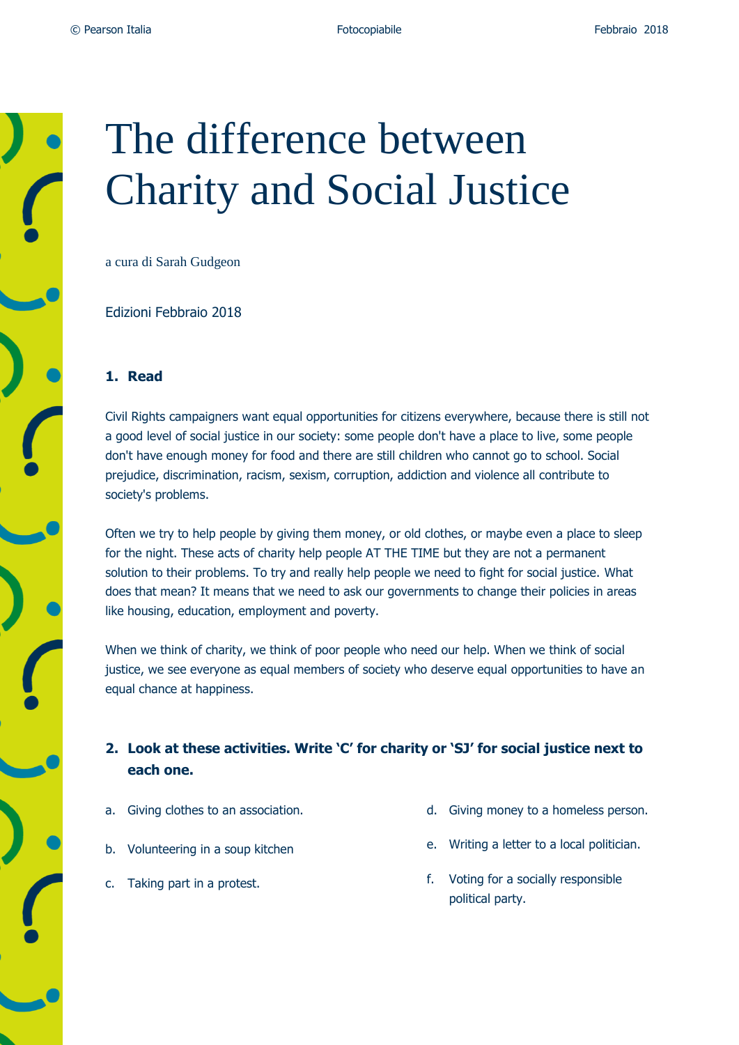# The difference between Charity and Social Justice

a cura di Sarah Gudgeon

Edizioni Febbraio 2018

### 1. Read

Civil Rights campaigners want equal opportunities for citizens everywhere, because there is still not a good level of social justice in our society: some people don't have a place to live, some people don't have enough money for food and there are still children who cannot go to school. Social prejudice, discrimination, racism, sexism, corruption, addiction and violence all contribute to society's problems.

Often we try to help people by giving them money, or old clothes, or maybe even a place to sleep for the night. These acts of charity help people AT THE TIME but they are not a permanent solution to their problems. To try and really help people we need to fight for social justice. What does that mean? It means that we need to ask our governments to change their policies in areas like housing, education, employment and poverty.

When we think of charity, we think of poor people who need our help. When we think of social justice, we see everyone as equal members of society who deserve equal opportunities to have an equal chance at happiness.

### 2. Look at these activities. Write 'C' for charity or 'SJ' for social justice next to each one.

a. Giving clothes to an association.

b. Volunteering in a soup kitchen

c. Taking part in a protest.

d. Giving money to a homeless person.

e. Writing a letter to a local politician.

f. Voting for a socially responsible political party.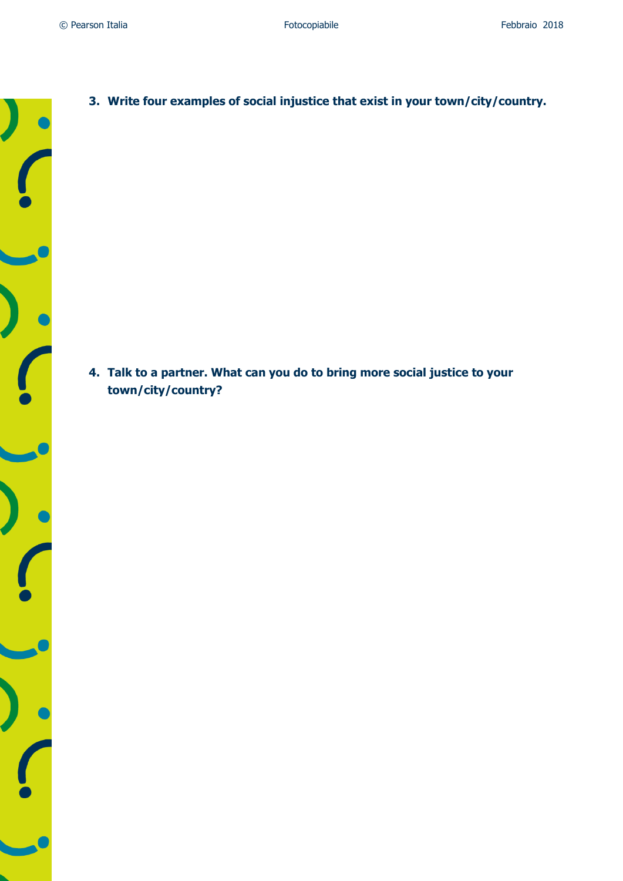3. **Write four examples of social injustice that exist in your town/city/country.**

4. **Talk to a partner. What can you do to bring more social justice to your town/city/country?**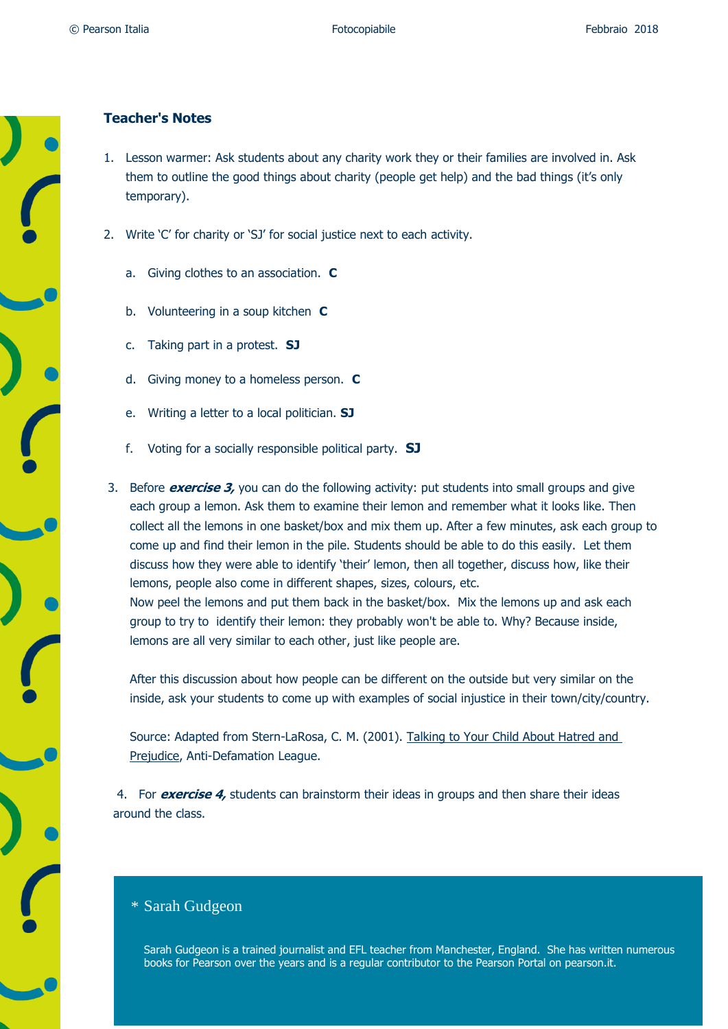## Teacher's Notes

1. Lesson warmer: Ask students about any charity work they or their families are involved in. Ask them to outline the good things about charity (people get help) and the bad things (it's only temporary).

2. Write 'C' for charity or 'SJ' for social justice next to each activity.

   a. Giving clothes to an association. **C**

   b. Volunteering in a soup kitchen **C**

   c. Taking part in a protest. **SJ**

   d. Giving money to a homeless person. **C**

   e. Writing a letter to a local politician. **SJ**

   f. Voting for a socially responsible political party. **SJ**

3. Before ***exercise 3,*** you can do the following activity: put students into small groups and give each group a lemon. Ask them to examine their lemon and remember what it looks like. Then collect all the lemons in one basket/box and mix them up. After a few minutes, ask each group to come up and find their lemon in the pile. Students should be able to do this easily. Let them discuss how they were able to identify 'their' lemon, then all together, discuss how, like their lemons, people also come in different shapes, sizes, colours, etc.
   Now peel the lemons and put them back in the basket/box. Mix the lemons up and ask each group to try to identify their lemon: they probably won't be able to. Why? Because inside, lemons are all very similar to each other, just like people are.

   After this discussion about how people can be different on the outside but very similar on the inside, ask your students to come up with examples of social injustice in their town/city/country.

   Source: Adapted from Stern-LaRosa, C. M. (2001). Talking to Your Child About Hatred and Prejudice, Anti-Defamation League.

4. For ***exercise 4,*** students can brainstorm their ideas in groups and then share their ideas around the class.

\* Sarah Gudgeon

Sarah Gudgeon is a trained journalist and EFL teacher from Manchester, England. She has written numerous books for Pearson over the years and is a regular contributor to the Pearson Portal on pearson.it.